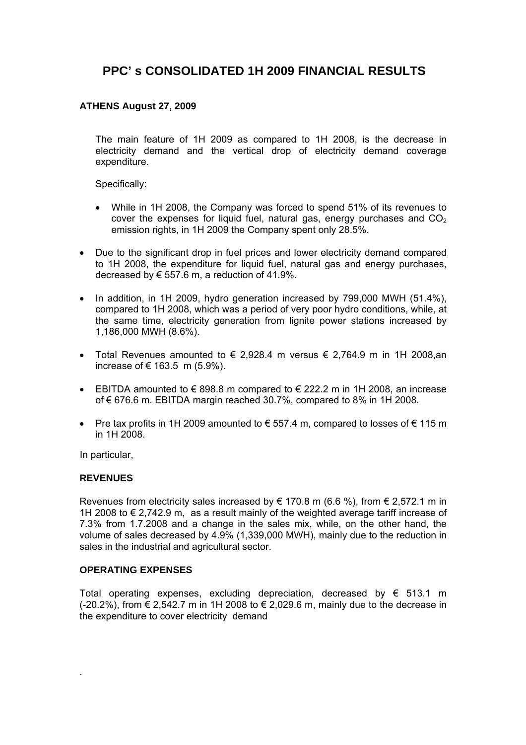# PPC' s CONSOLIDATED 1H 2009 FINANCIAL RESULTS

**ATHENS August 27, 2009**

The main feature of 1H 2009 as compared to 1H 2008, is the decrease in electricity demand and the vertical drop of electricity demand coverage expenditure.

Specifically:

- While in 1H 2008, the Company was forced to spend 51% of its revenues to cover the expenses for liquid fuel, natural gas, energy purchases and $CO_2$ emission rights, in 1H 2009 the Company spent only 28.5%.

- Due to the significant drop in fuel prices and lower electricity demand compared to 1H 2008, the expenditure for liquid fuel, natural gas and energy purchases, decreased by € 557.6 m, a reduction of 41.9%.
- In addition, in 1H 2009, hydro generation increased by 799,000 MWH (51.4%), compared to 1H 2008, which was a period of very poor hydro conditions, while, at the same time, electricity generation from lignite power stations increased by 1,186,000 MWH (8.6%).
- Total Revenues amounted to € 2,928.4 m versus € 2,764.9 m in 1H 2008,an increase of € 163.5 m (5.9%).
- EBITDA amounted to € 898.8 m compared to € 222.2 m in 1H 2008, an increase of € 676.6 m. EBITDA margin reached 30.7%, compared to 8% in 1H 2008.
- Pre tax profits in 1H 2009 amounted to € 557.4 m, compared to losses of € 115 m in 1H 2008.

In particular,

**REVENUES**

Revenues from electricity sales increased by € 170.8 m (6.6 %), from € 2,572.1 m in 1H 2008 to € 2,742.9 m, as a result mainly of the weighted average tariff increase of 7.3% from 1.7.2008 and a change in the sales mix, while, on the other hand, the volume of sales decreased by 4.9% (1,339,000 MWH), mainly due to the reduction in sales in the industrial and agricultural sector.

**OPERATING EXPENSES**

Total operating expenses, excluding depreciation, decreased by € 513.1 m (-20.2%), from € 2,542.7 m in 1H 2008 to € 2,029.6 m, mainly due to the decrease in the expenditure to cover electricity demand

.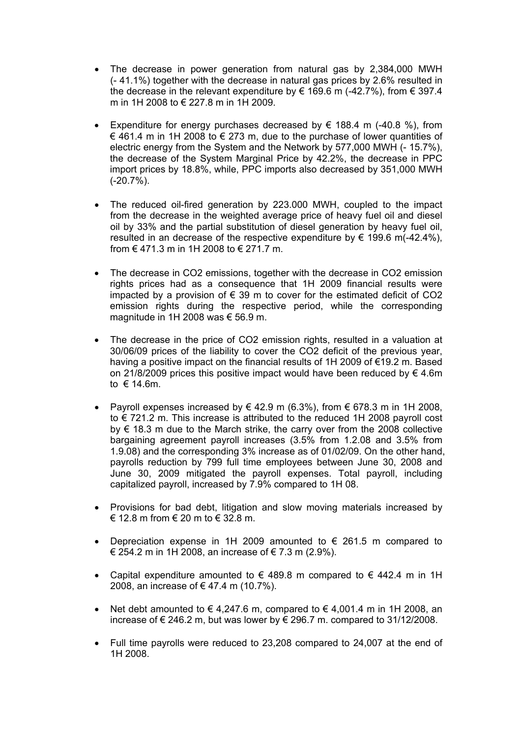- The decrease in power generation from natural gas by 2,384,000 MWH (- 41.1%) together with the decrease in natural gas prices by 2.6% resulted in the decrease in the relevant expenditure by € 169.6 m (-42.7%), from € 397.4 m in 1H 2008 to € 227.8 m in 1H 2009.

- Expenditure for energy purchases decreased by € 188.4 m (-40.8 %), from € 461.4 m in 1H 2008 to € 273 m, due to the purchase of lower quantities of electric energy from the System and the Network by 577,000 MWH (- 15.7%), the decrease of the System Marginal Price by 42.2%, the decrease in PPC import prices by 18.8%, while, PPC imports also decreased by 351,000 MWH (-20.7%).

- The reduced oil-fired generation by 223.000 MWH, coupled to the impact from the decrease in the weighted average price of heavy fuel oil and diesel oil by 33% and the partial substitution of diesel generation by heavy fuel oil, resulted in an decrease of the respective expenditure by € 199.6 m(-42.4%), from € 471.3 m in 1H 2008 to € 271.7 m.

- The decrease in $CO_2$ emissions, together with the decrease in $CO_2$ emission rights prices had as a consequence that 1H 2009 financial results were impacted by a provision of € 39 m to cover for the estimated deficit of $CO_2$ emission rights during the respective period, while the corresponding magnitude in 1H 2008 was € 56.9 m.

- The decrease in the price of $CO_2$ emission rights, resulted in a valuation at 30/06/09 prices of the liability to cover the $CO_2$ deficit of the previous year, having a positive impact on the financial results of 1H 2009 of €19.2 m. Based on 21/8/2009 prices this positive impact would have been reduced by € 4.6m to € 14.6m.

- Payroll expenses increased by € 42.9 m (6.3%), from € 678.3 m in 1H 2008, to € 721.2 m. This increase is attributed to the reduced 1H 2008 payroll cost by € 18.3 m due to the March strike, the carry over from the 2008 collective bargaining agreement payroll increases (3.5% from 1.2.08 and 3.5% from 1.9.08) and the corresponding 3% increase as of 01/02/09. On the other hand, payrolls reduction by 799 full time employees between June 30, 2008 and June 30, 2009 mitigated the payroll expenses. Total payroll, including capitalized payroll, increased by 7.9% compared to 1H 08.

- Provisions for bad debt, litigation and slow moving materials increased by € 12.8 m from € 20 m to € 32.8 m.

- Depreciation expense in 1H 2009 amounted to € 261.5 m compared to € 254.2 m in 1H 2008, an increase of € 7.3 m (2.9%).

- Capital expenditure amounted to € 489.8 m compared to € 442.4 m in 1H 2008, an increase of € 47.4 m (10.7%).

- Net debt amounted to € 4,247.6 m, compared to € 4,001.4 m in 1H 2008, an increase of € 246.2 m, but was lower by € 296.7 m. compared to 31/12/2008.

- Full time payrolls were reduced to 23,208 compared to 24,007 at the end of 1H 2008.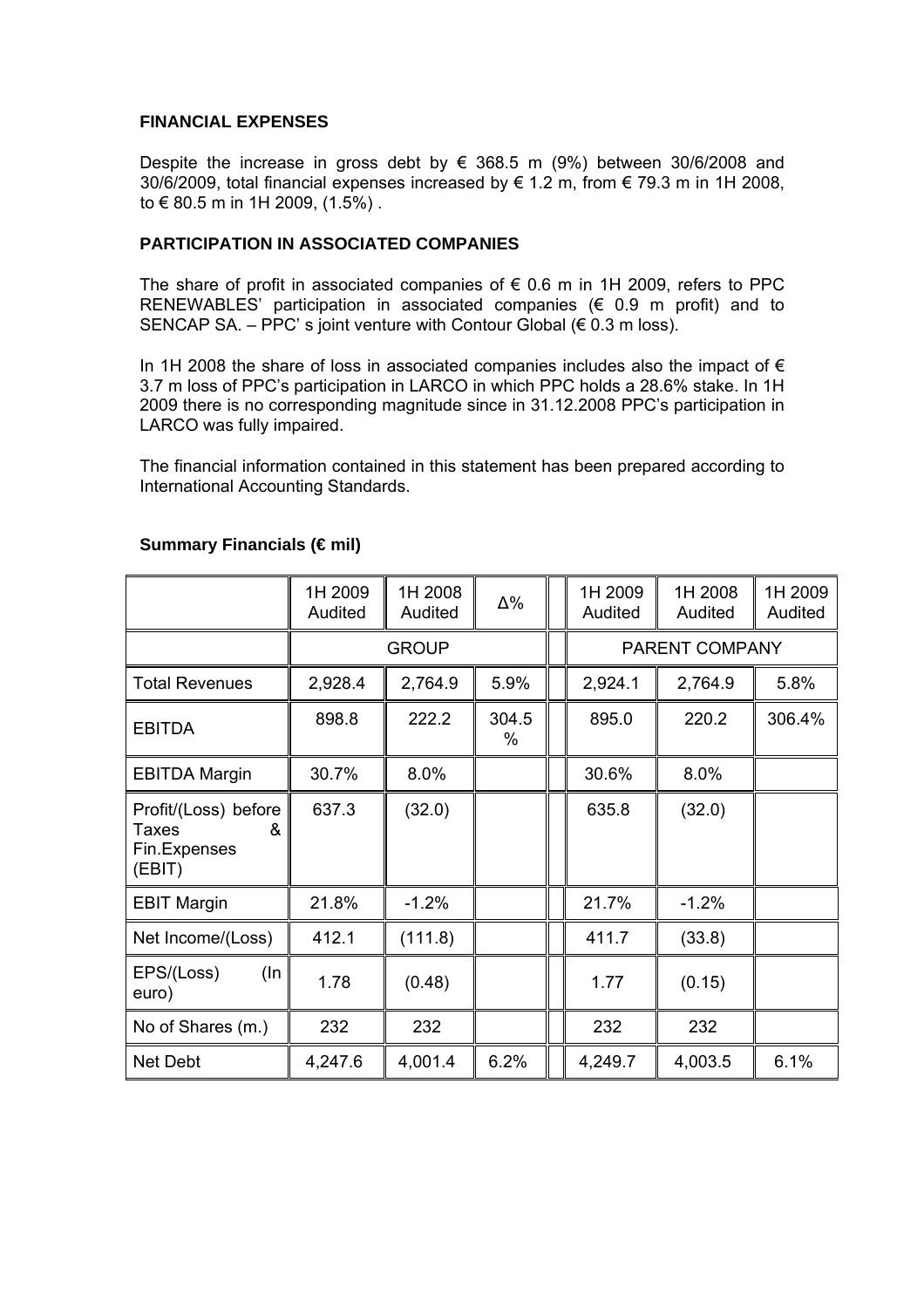**FINANCIAL EXPENSES**

Despite the increase in gross debt by € 368.5 m (9%) between 30/6/2008 and 30/6/2009, total financial expenses increased by € 1.2 m, from € 79.3 m in 1H 2008, to € 80.5 m in 1H 2009, (1.5%) .

**PARTICIPATION IN ASSOCIATED COMPANIES**

The share of profit in associated companies of € 0.6 m in 1H 2009, refers to PPC RENEWABLES' participation in associated companies (€ 0.9 m profit) and to SENCAP SA. – PPC' s joint venture with Contour Global (€ 0.3 m loss).

In 1H 2008 the share of loss in associated companies includes also the impact of € 3.7 m loss of PPC's participation in LARCO in which PPC holds a 28.6% stake. In 1H 2009 there is no corresponding magnitude since in 31.12.2008 PPC's participation in LARCO was fully impaired.

The financial information contained in this statement has been prepared according to International Accounting Standards.

**Summary Financials (€ mil)**

| | 1H 2009 Audited | 1H 2008 Audited | Δ% | | 1H 2009 Audited | 1H 2008 Audited | 1H 2009 Audited |
|---|---|---|---|---|---|---|---|
| | GROUP | | | | PARENT COMPANY | | |
| Total Revenues | 2,928.4 | 2,764.9 | 5.9% | | 2,924.1 | 2,764.9 | 5.8% |
| EBITDA | 898.8 | 222.2 | 304.5 % | | 895.0 | 220.2 | 306.4% |
| EBITDA Margin | 30.7% | 8.0% | | | 30.6% | 8.0% | |
| Profit/(Loss) before Taxes & Fin.Expenses (EBIT) | 637.3 | (32.0) | | | 635.8 | (32.0) | |
| EBIT Margin | 21.8% | -1.2% | | | 21.7% | -1.2% | |
| Net Income/(Loss) | 412.1 | (111.8) | | | 411.7 | (33.8) | |
| EPS/(Loss) (In euro) | 1.78 | (0.48) | | | 1.77 | (0.15) | |
| No of Shares (m.) | 232 | 232 | | | 232 | 232 | |
| Net Debt | 4,247.6 | 4,001.4 | 6.2% | | 4,249.7 | 4,003.5 | 6.1% |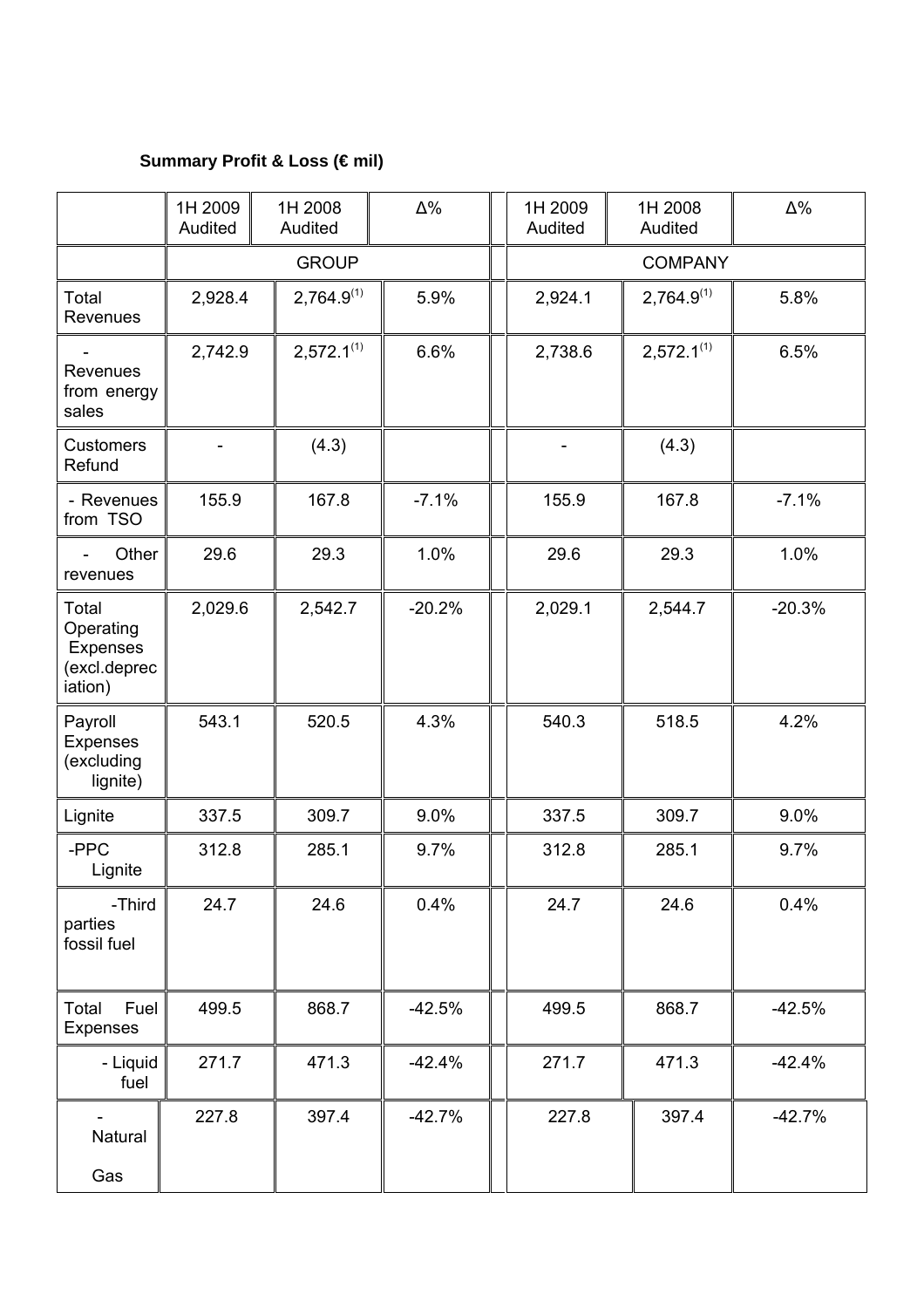**Summary Profit & Loss (€ mil)**

| | 1H 2009 Audited | 1H 2008 Audited | Δ% | 1H 2009 Audited | 1H 2008 Audited | Δ% |
|---|---|---|---|---|---|---|
| | GROUP | | | COMPANY | | |
| Total Revenues | 2,928.4 | 2,764.9[(1)] | 5.9% | 2,924.1 | 2,764.9[(1)] | 5.8% |
| - Revenues from energy sales | 2,742.9 | 2,572.1[(1)] | 6.6% | 2,738.6 | 2,572.1[(1)] | 6.5% |
| Customers Refund | - | (4.3) | | - | (4.3) | |
| - Revenues from TSO | 155.9 | 167.8 | -7.1% | 155.9 | 167.8 | -7.1% |
| - Other revenues | 29.6 | 29.3 | 1.0% | 29.6 | 29.3 | 1.0% |
| Total Operating Expenses (excl.depreciation) | 2,029.6 | 2,542.7 | -20.2% | 2,029.1 | 2,544.7 | -20.3% |
| Payroll Expenses (excluding lignite) | 543.1 | 520.5 | 4.3% | 540.3 | 518.5 | 4.2% |
| Lignite | 337.5 | 309.7 | 9.0% | 337.5 | 309.7 | 9.0% |
| -PPC Lignite | 312.8 | 285.1 | 9.7% | 312.8 | 285.1 | 9.7% |
| -Third parties fossil fuel | 24.7 | 24.6 | 0.4% | 24.7 | 24.6 | 0.4% |
| Total Fuel Expenses | 499.5 | 868.7 | -42.5% | 499.5 | 868.7 | -42.5% |
| - Liquid fuel | 271.7 | 471.3 | -42.4% | 271.7 | 471.3 | -42.4% |
| - Natural Gas | 227.8 | 397.4 | -42.7% | 227.8 | 397.4 | -42.7% |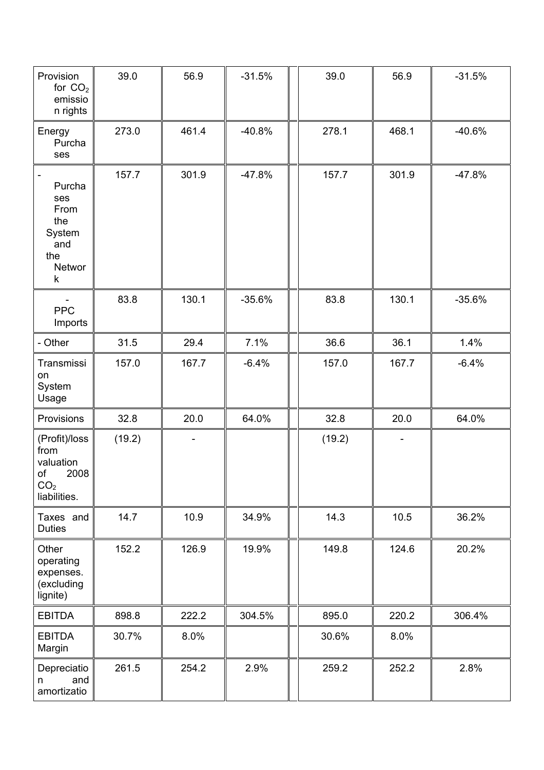| | | | | | | | |
|---|---|---|---|---|---|---|---|
| Provision for $CO_2$ emission rights | 39.0 | 56.9 | -31.5% | | 39.0 | 56.9 | -31.5% |
| Energy Purchases | 273.0 | 461.4 | -40.8% | | 278.1 | 468.1 | -40.6% |
| - Purchases From the System and the Network | 157.7 | 301.9 | -47.8% | | 157.7 | 301.9 | -47.8% |
| - PPC Imports | 83.8 | 130.1 | -35.6% | | 83.8 | 130.1 | -35.6% |
| - Other | 31.5 | 29.4 | 7.1% | | 36.6 | 36.1 | 1.4% |
| Transmission System Usage | 157.0 | 167.7 | -6.4% | | 157.0 | 167.7 | -6.4% |
| Provisions | 32.8 | 20.0 | 64.0% | | 32.8 | 20.0 | 64.0% |
| (Profit)/loss from valuation of 2008 $CO_2$ liabilities. | (19.2) | - | | | (19.2) | - | |
| Taxes and Duties | 14.7 | 10.9 | 34.9% | | 14.3 | 10.5 | 36.2% |
| Other operating expenses. (excluding lignite) | 152.2 | 126.9 | 19.9% | | 149.8 | 124.6 | 20.2% |
| EBITDA | 898.8 | 222.2 | 304.5% | | 895.0 | 220.2 | 306.4% |
| EBITDA Margin | 30.7% | 8.0% | | | 30.6% | 8.0% | |
| Depreciation and amortization | 261.5 | 254.2 | 2.9% | | 259.2 | 252.2 | 2.8% |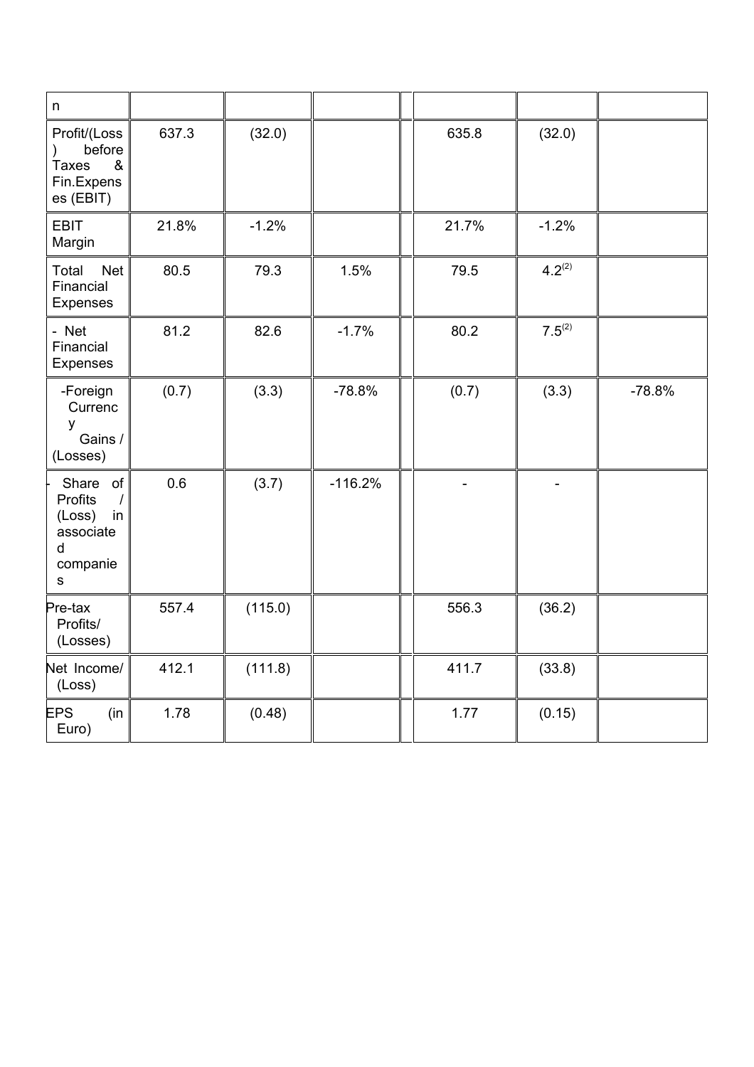| n | | | | | | | |
|---|---|---|---|---|---|---|---|
| Profit/(Loss) before Taxes & Fin.Expenses (EBIT) | 637.3 | (32.0) | | | 635.8 | (32.0) | |
| EBIT Margin | 21.8% | -1.2% | | | 21.7% | -1.2% | |
| Total Net Financial Expenses | 80.5 | 79.3 | 1.5% | | 79.5 | 4.2[(2)] | |
| - Net Financial Expenses | 81.2 | 82.6 | -1.7% | | 80.2 | 7.5[(2)] | |
| -Foreign Currency Gains / (Losses) | (0.7) | (3.3) | -78.8% | | (0.7) | (3.3) | -78.8% |
| - Share of Profits / (Loss) in associated companies | 0.6 | (3.7) | -116.2% | | - | - | |
| Pre-tax Profits/ (Losses) | 557.4 | (115.0) | | | 556.3 | (36.2) | |
| Net Income/ (Loss) | 412.1 | (111.8) | | | 411.7 | (33.8) | |
| EPS (in Euro) | 1.78 | (0.48) | | | 1.77 | (0.15) | |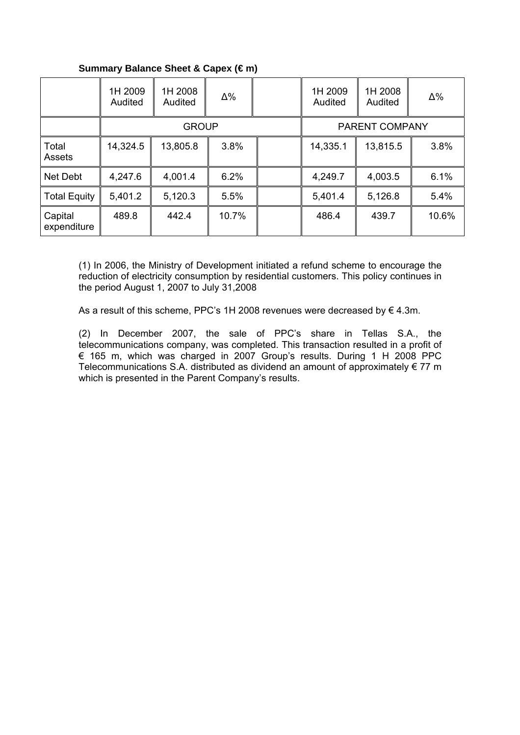**Summary Balance Sheet & Capex (€ m)**

| | 1H 2009 Audited | 1H 2008 Audited | Δ% | | 1H 2009 Audited | 1H 2008 Audited | Δ% |
|---|---|---|---|---|---|---|---|
| | GROUP | | | | PARENT COMPANY | | |
| Total Assets | 14,324.5 | 13,805.8 | 3.8% | | 14,335.1 | 13,815.5 | 3.8% |
| Net Debt | 4,247.6 | 4,001.4 | 6.2% | | 4,249.7 | 4,003.5 | 6.1% |
| Total Equity | 5,401.2 | 5,120.3 | 5.5% | | 5,401.4 | 5,126.8 | 5.4% |
| Capital expenditure | 489.8 | 442.4 | 10.7% | | 486.4 | 439.7 | 10.6% |

(1) In 2006, the Ministry of Development initiated a refund scheme to encourage the reduction of electricity consumption by residential customers. This policy continues in the period August 1, 2007 to July 31,2008

As a result of this scheme, PPC's 1H 2008 revenues were decreased by € 4.3m.

(2) In December 2007, the sale of PPC's share in Tellas S.A., the telecommunications company, was completed. This transaction resulted in a profit of € 165 m, which was charged in 2007 Group's results. During 1 H 2008 PPC Telecommunications S.A. distributed as dividend an amount of approximately € 77 m which is presented in the Parent Company's results.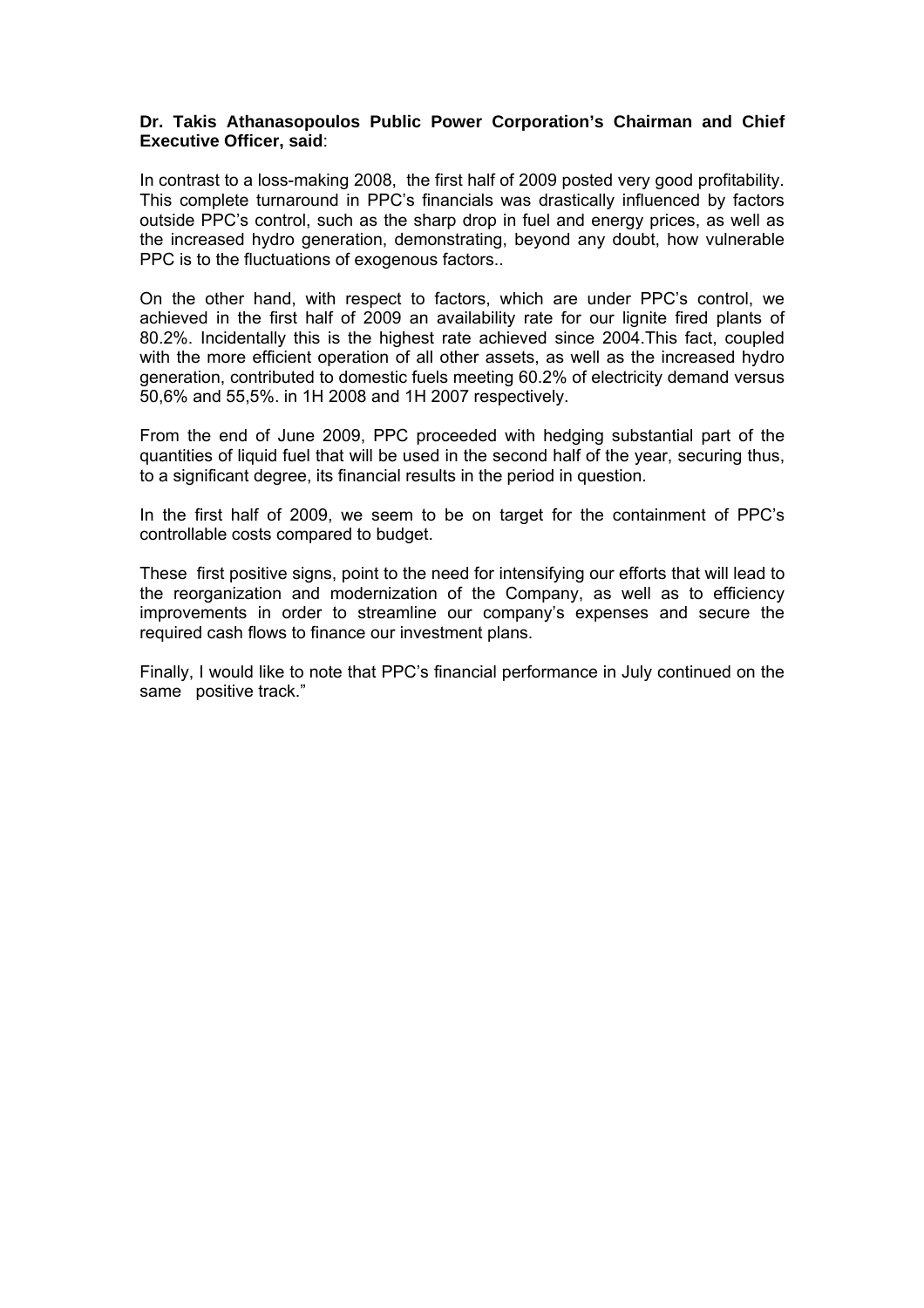**Dr. Takis Athanasopoulos Public Power Corporation's Chairman and Chief Executive Officer, said**:

In contrast to a loss-making 2008, the first half of 2009 posted very good profitability. This complete turnaround in PPC's financials was drastically influenced by factors outside PPC's control, such as the sharp drop in fuel and energy prices, as well as the increased hydro generation, demonstrating, beyond any doubt, how vulnerable PPC is to the fluctuations of exogenous factors..

On the other hand, with respect to factors, which are under PPC's control, we achieved in the first half of 2009 an availability rate for our lignite fired plants of 80.2%. Incidentally this is the highest rate achieved since 2004.This fact, coupled with the more efficient operation of all other assets, as well as the increased hydro generation, contributed to domestic fuels meeting 60.2% of electricity demand versus 50,6% and 55,5%. in 1H 2008 and 1H 2007 respectively.

From the end of June 2009, PPC proceeded with hedging substantial part of the quantities of liquid fuel that will be used in the second half of the year, securing thus, to a significant degree, its financial results in the period in question.

In the first half of 2009, we seem to be on target for the containment of PPC's controllable costs compared to budget.

These first positive signs, point to the need for intensifying our efforts that will lead to the reorganization and modernization of the Company, as well as to efficiency improvements in order to streamline our company's expenses and secure the required cash flows to finance our investment plans.

Finally, I would like to note that PPC's financial performance in July continued on the same positive track."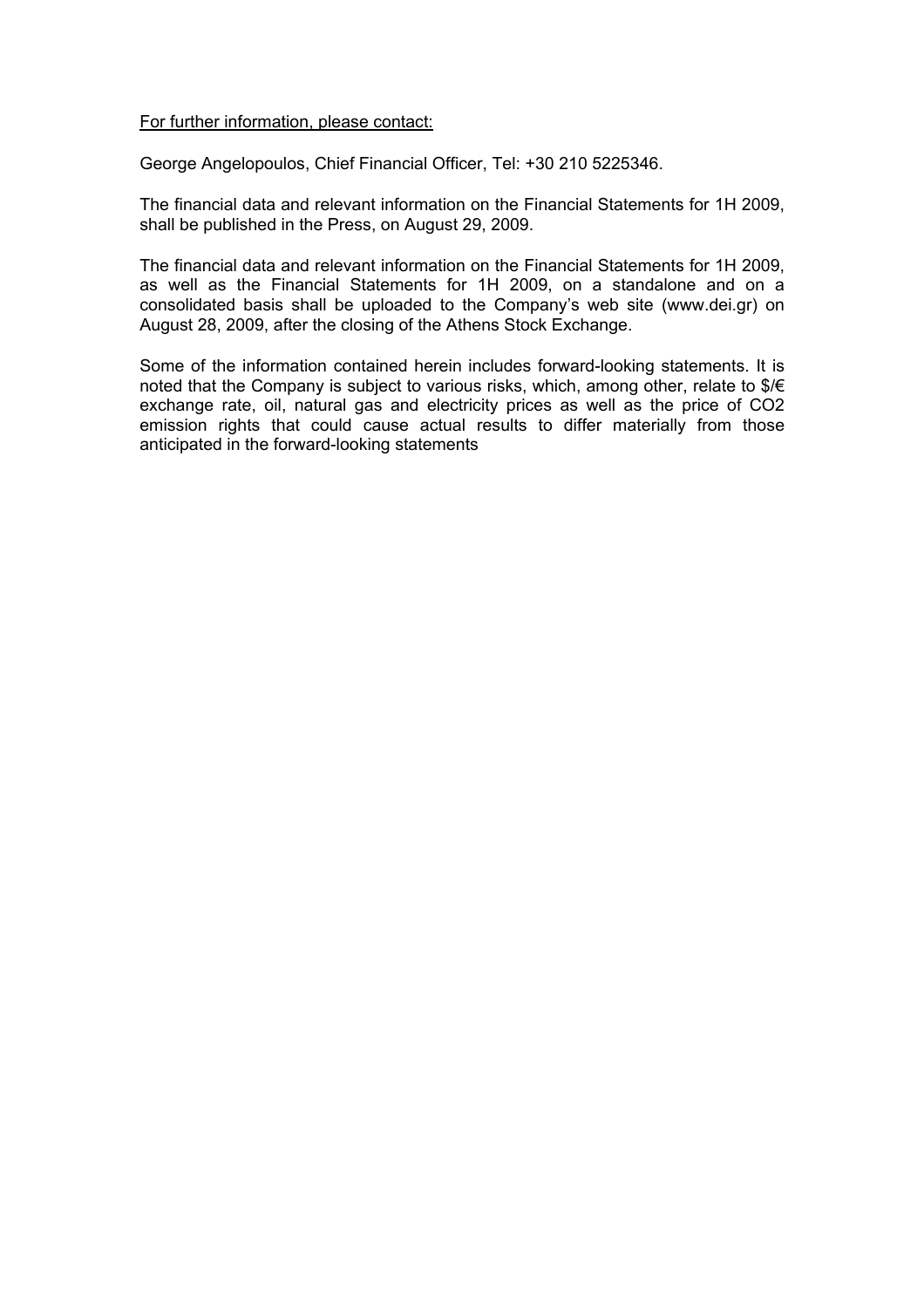<u>For further information, please contact:</u>

George Angelopoulos, Chief Financial Officer, Tel: +30 210 5225346.

The financial data and relevant information on the Financial Statements for 1H 2009, shall be published in the Press, on August 29, 2009.

The financial data and relevant information on the Financial Statements for 1H 2009, as well as the Financial Statements for 1H 2009, on a standalone and on a consolidated basis shall be uploaded to the Company's web site (www.dei.gr) on August 28, 2009, after the closing of the Athens Stock Exchange.

Some of the information contained herein includes forward-looking statements. It is noted that the Company is subject to various risks, which, among other, relate to $/€ exchange rate, oil, natural gas and electricity prices as well as the price of $CO_2$ emission rights that could cause actual results to differ materially from those anticipated in the forward-looking statements